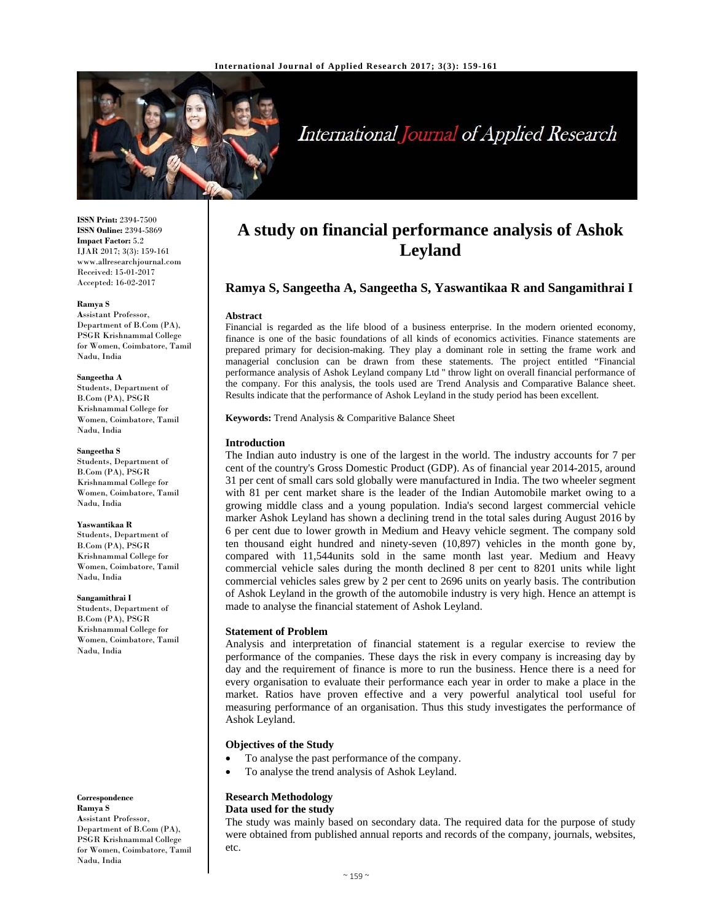# A study on financial performance analysis of Ashok Leyland

**Ramya S, Sangeetha A, Sangeetha S, Yaswantikaa R and Sangamithrai I**

**ISSN Print:** 2394-7500
**ISSN Online:** 2394-5869
**Impact Factor:** 5.2
IJAR 2017; 3(3): 159-161
www.allresearchjournal.com
Received: 15-01-2017
Accepted: 16-02-2017

**Ramya S**
Assistant Professor, Department of B.Com (PA), PSGR Krishnammal College for Women, Coimbatore, Tamil Nadu, India

**Sangeetha A**
Students, Department of B.Com (PA), PSGR Krishnammal College for Women, Coimbatore, Tamil Nadu, India

**Sangeetha S**
Students, Department of B.Com (PA), PSGR Krishnammal College for Women, Coimbatore, Tamil Nadu, India

**Yaswantikaa R**
Students, Department of B.Com (PA), PSGR Krishnammal College for Women, Coimbatore, Tamil Nadu, India

**Sangamithrai I**
Students, Department of B.Com (PA), PSGR Krishnammal College for Women, Coimbatore, Tamil Nadu, India

**Correspondence**
**Ramya S**
Assistant Professor, Department of B.Com (PA), PSGR Krishnammal College for Women, Coimbatore, Tamil Nadu, India

### Abstract

Financial is regarded as the life blood of a business enterprise. In the modern oriented economy, finance is one of the basic foundations of all kinds of economics activities. Finance statements are prepared primary for decision-making. They play a dominant role in setting the frame work and managerial conclusion can be drawn from these statements. The project entitled "Financial performance analysis of Ashok Leyland company Ltd " throw light on overall financial performance of the company. For this analysis, the tools used are Trend Analysis and Comparative Balance sheet. Results indicate that the performance of Ashok Leyland in the study period has been excellent.

**Keywords:** Trend Analysis & Comparitive Balance Sheet

### Introduction

The Indian auto industry is one of the largest in the world. The industry accounts for 7 per cent of the country's Gross Domestic Product (GDP). As of financial year 2014-2015, around 31 per cent of small cars sold globally were manufactured in India. The two wheeler segment with 81 per cent market share is the leader of the Indian Automobile market owing to a growing middle class and a young population. India's second largest commercial vehicle marker Ashok Leyland has shown a declining trend in the total sales during August 2016 by 6 per cent due to lower growth in Medium and Heavy vehicle segment. The company sold ten thousand eight hundred and ninety-seven (10,897) vehicles in the month gone by, compared with 11,544units sold in the same month last year. Medium and Heavy commercial vehicle sales during the month declined 8 per cent to 8201 units while light commercial vehicles sales grew by 2 per cent to 2696 units on yearly basis. The contribution of Ashok Leyland in the growth of the automobile industry is very high. Hence an attempt is made to analyse the financial statement of Ashok Leyland.

### Statement of Problem

Analysis and interpretation of financial statement is a regular exercise to review the performance of the companies. These days the risk in every company is increasing day by day and the requirement of finance is more to run the business. Hence there is a need for every organisation to evaluate their performance each year in order to make a place in the market. Ratios have proven effective and a very powerful analytical tool useful for measuring performance of an organisation. Thus this study investigates the performance of Ashok Leyland.

### Objectives of the Study

- To analyse the past performance of the company.
- To analyse the trend analysis of Ashok Leyland.

### Research Methodology

#### Data used for the study

The study was mainly based on secondary data. The required data for the purpose of study were obtained from published annual reports and records of the company, journals, websites, etc.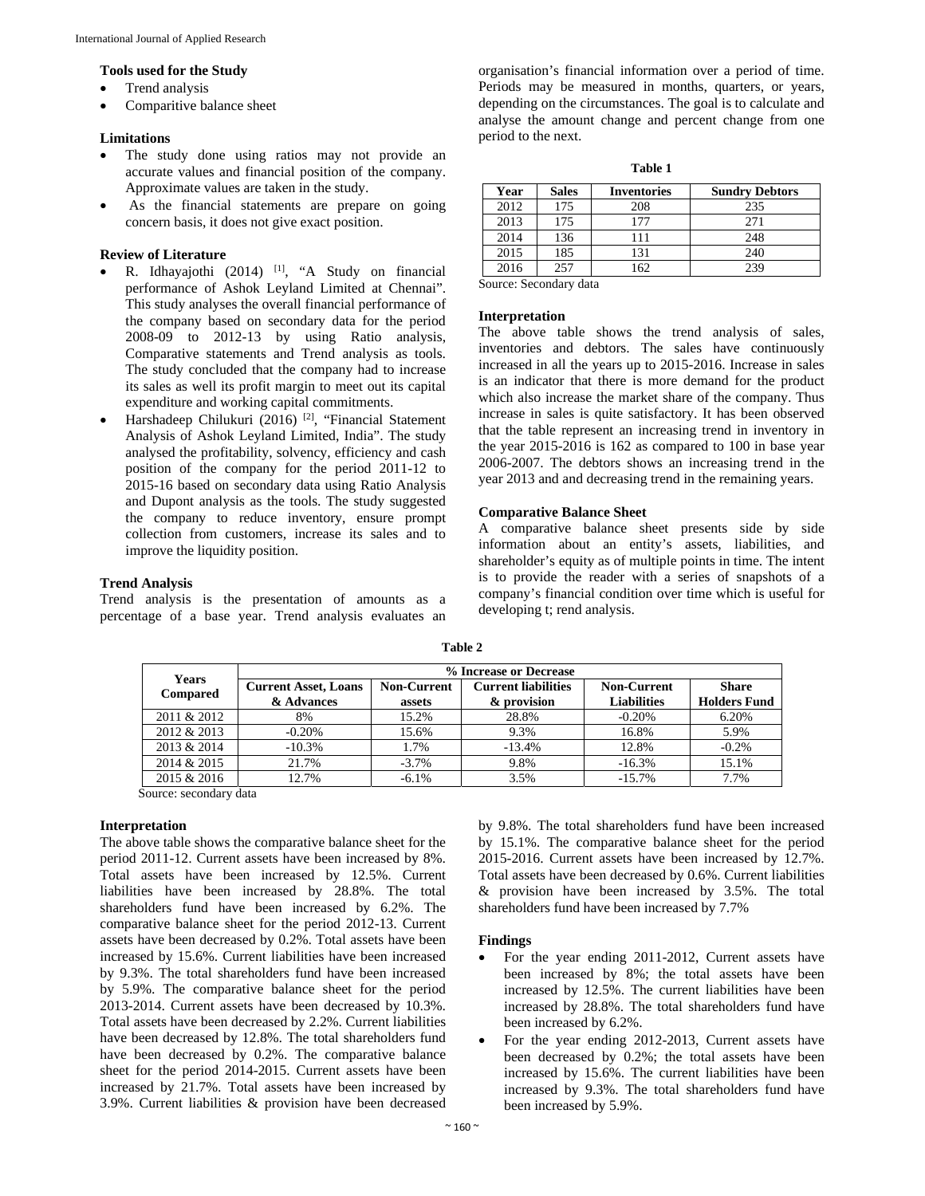### Tools used for the Study

- Trend analysis
- Comparitive balance sheet

### Limitations

- The study done using ratios may not provide an accurate values and financial position of the company. Approximate values are taken in the study.
- As the financial statements are prepare on going concern basis, it does not give exact position.

### Review of Literature

- R. Idhayajothi (2014) [1], "A Study on financial performance of Ashok Leyland Limited at Chennai". This study analyses the overall financial performance of the company based on secondary data for the period 2008-09 to 2012-13 by using Ratio analysis, Comparative statements and Trend analysis as tools. The study concluded that the company had to increase its sales as well its profit margin to meet out its capital expenditure and working capital commitments.
- Harshadeep Chilukuri (2016) [2], "Financial Statement Analysis of Ashok Leyland Limited, India". The study analysed the profitability, solvency, efficiency and cash position of the company for the period 2011-12 to 2015-16 based on secondary data using Ratio Analysis and Dupont analysis as the tools. The study suggested the company to reduce inventory, ensure prompt collection from customers, increase its sales and to improve the liquidity position.

### Trend Analysis

Trend analysis is the presentation of amounts as a percentage of a base year. Trend analysis evaluates an organisation's financial information over a period of time. Periods may be measured in months, quarters, or years, depending on the circumstances. The goal is to calculate and analyse the amount change and percent change from one period to the next.

**Table 1**

| Year | Sales | Inventories | Sundry Debtors |
|---|---|---|---|
| 2012 | 175 | 208 | 235 |
| 2013 | 175 | 177 | 271 |
| 2014 | 136 | 111 | 248 |
| 2015 | 185 | 131 | 240 |
| 2016 | 257 | 162 | 239 |

Source: Secondary data

### Interpretation

The above table shows the trend analysis of sales, inventories and debtors. The sales have continuously increased in all the years up to 2015-2016. Increase in sales is an indicator that there is more demand for the product which also increase the market share of the company. Thus increase in sales is quite satisfactory. It has been observed that the table represent an increasing trend in inventory in the year 2015-2016 is 162 as compared to 100 in base year 2006-2007. The debtors shows an increasing trend in the year 2013 and and decreasing trend in the remaining years.

### Comparative Balance Sheet

A comparative balance sheet presents side by side information about an entity's assets, liabilities, and shareholder's equity as of multiple points in time. The intent is to provide the reader with a series of snapshots of a company's financial condition over time which is useful for developing t; rend analysis.

**Table 2**

| Years Compared | % Increase or Decrease | | | | |
|---|---|---|---|---|---|
| | Current Asset, Loans & Advances | Non-Current assets | Current liabilities & provision | Non-Current Liabilities | Share Holders Fund |
| 2011 & 2012 | 8% | 15.2% | 28.8% | -0.20% | 6.20% |
| 2012 & 2013 | -0.20% | 15.6% | 9.3% | 16.8% | 5.9% |
| 2013 & 2014 | -10.3% | 1.7% | -13.4% | 12.8% | -0.2% |
| 2014 & 2015 | 21.7% | -3.7% | 9.8% | -16.3% | 15.1% |
| 2015 & 2016 | 12.7% | -6.1% | 3.5% | -15.7% | 7.7% |

Source: secondary data

### Interpretation

The above table shows the comparative balance sheet for the period 2011-12. Current assets have been increased by 8%. Total assets have been increased by 12.5%. Current liabilities have been increased by 28.8%. The total shareholders fund have been increased by 6.2%. The comparative balance sheet for the period 2012-13. Current assets have been decreased by 0.2%. Total assets have been increased by 15.6%. Current liabilities have been increased by 9.3%. The total shareholders fund have been increased by 5.9%. The comparative balance sheet for the period 2013-2014. Current assets have been decreased by 10.3%. Total assets have been decreased by 2.2%. Current liabilities have been decreased by 12.8%. The total shareholders fund have been decreased by 0.2%. The comparative balance sheet for the period 2014-2015. Current assets have been increased by 21.7%. Total assets have been increased by 3.9%. Current liabilities & provision have been decreased by 9.8%. The total shareholders fund have been increased by 15.1%. The comparative balance sheet for the period 2015-2016. Current assets have been increased by 12.7%. Total assets have been decreased by 0.6%. Current liabilities & provision have been increased by 3.5%. The total shareholders fund have been increased by 7.7%

### Findings

- For the year ending 2011-2012, Current assets have been increased by 8%; the total assets have been increased by 12.5%. The current liabilities have been increased by 28.8%. The total shareholders fund have been increased by 6.2%.
- For the year ending 2012-2013, Current assets have been decreased by 0.2%; the total assets have been increased by 15.6%. The current liabilities have been increased by 9.3%. The total shareholders fund have been increased by 5.9%.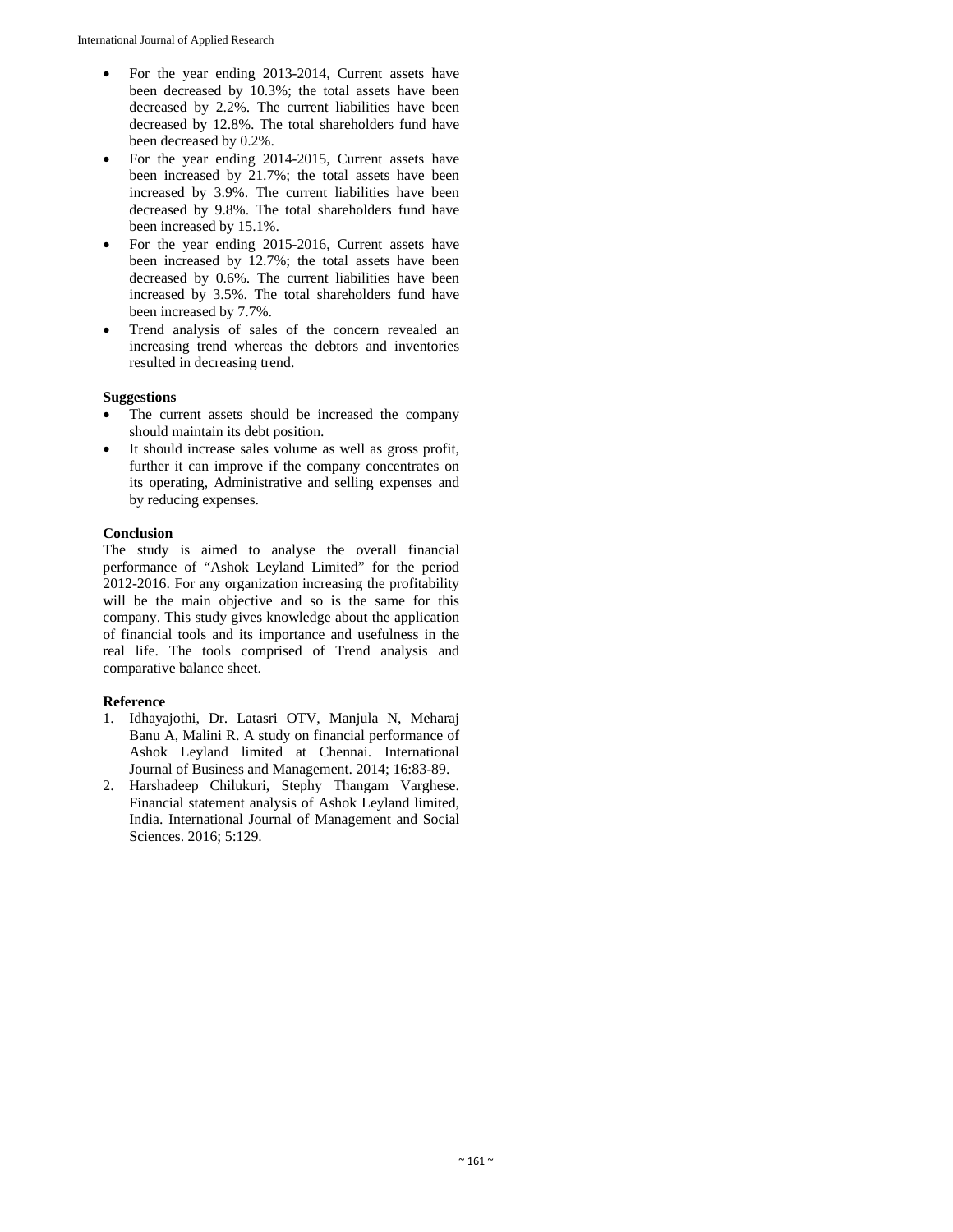- For the year ending 2013-2014, Current assets have been decreased by 10.3%; the total assets have been decreased by 2.2%. The current liabilities have been decreased by 12.8%. The total shareholders fund have been decreased by 0.2%.
- For the year ending 2014-2015, Current assets have been increased by 21.7%; the total assets have been increased by 3.9%. The current liabilities have been decreased by 9.8%. The total shareholders fund have been increased by 15.1%.
- For the year ending 2015-2016, Current assets have been increased by 12.7%; the total assets have been decreased by 0.6%. The current liabilities have been increased by 3.5%. The total shareholders fund have been increased by 7.7%.
- Trend analysis of sales of the concern revealed an increasing trend whereas the debtors and inventories resulted in decreasing trend.

**Suggestions**

- The current assets should be increased the company should maintain its debt position.
- It should increase sales volume as well as gross profit, further it can improve if the company concentrates on its operating, Administrative and selling expenses and by reducing expenses.

**Conclusion**

The study is aimed to analyse the overall financial performance of "Ashok Leyland Limited" for the period 2012-2016. For any organization increasing the profitability will be the main objective and so is the same for this company. This study gives knowledge about the application of financial tools and its importance and usefulness in the real life. The tools comprised of Trend analysis and comparative balance sheet.

**Reference**

1. Idhayajothi, Dr. Latasri OTV, Manjula N, Meharaj Banu A, Malini R. A study on financial performance of Ashok Leyland limited at Chennai. International Journal of Business and Management. 2014; 16:83-89.
2. Harshadeep Chilukuri, Stephy Thangam Varghese. Financial statement analysis of Ashok Leyland limited, India. International Journal of Management and Social Sciences. 2016; 5:129.